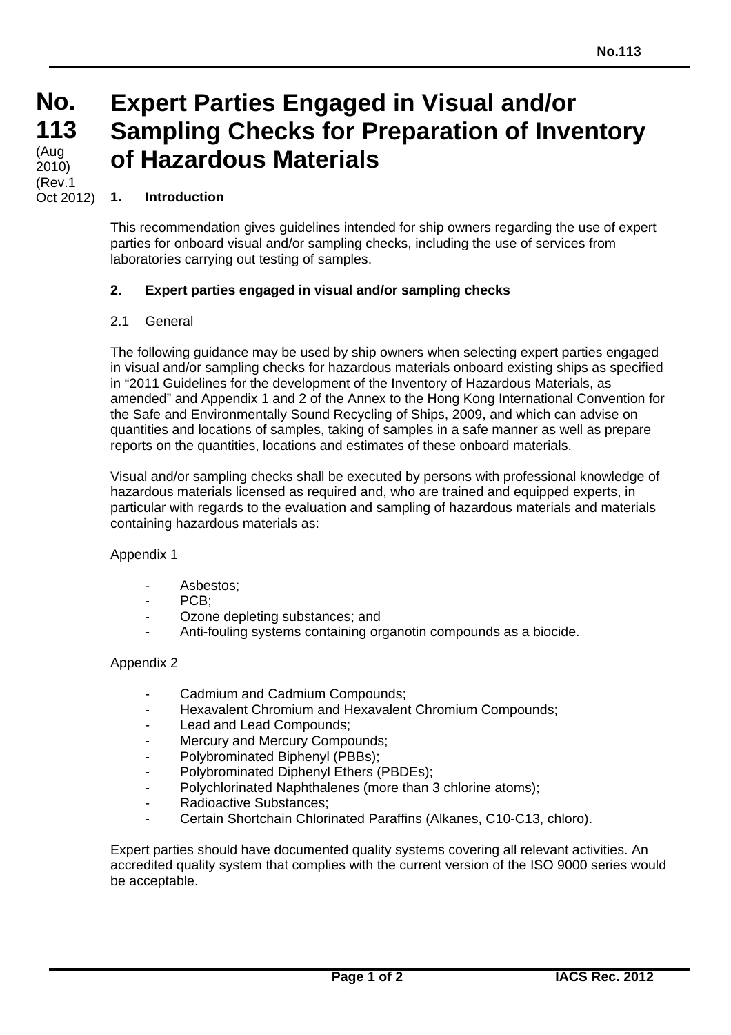# No. 113 (Aug 2010) (Rev.1 Oct 2012)

# Expert Parties Engaged in Visual and/or Sampling Checks for Preparation of Inventory of Hazardous Materials

## 1. Introduction

This recommendation gives guidelines intended for ship owners regarding the use of expert parties for onboard visual and/or sampling checks, including the use of services from laboratories carrying out testing of samples.

## 2. Expert parties engaged in visual and/or sampling checks

### 2.1 General

The following guidance may be used by ship owners when selecting expert parties engaged in visual and/or sampling checks for hazardous materials onboard existing ships as specified in "2011 Guidelines for the development of the Inventory of Hazardous Materials, as amended" and Appendix 1 and 2 of the Annex to the Hong Kong International Convention for the Safe and Environmentally Sound Recycling of Ships, 2009, and which can advise on quantities and locations of samples, taking of samples in a safe manner as well as prepare reports on the quantities, locations and estimates of these onboard materials.

Visual and/or sampling checks shall be executed by persons with professional knowledge of hazardous materials licensed as required and, who are trained and equipped experts, in particular with regards to the evaluation and sampling of hazardous materials and materials containing hazardous materials as:

Appendix 1

- Asbestos;
- PCB;
- Ozone depleting substances; and
- Anti-fouling systems containing organotin compounds as a biocide.

Appendix 2

- Cadmium and Cadmium Compounds;
- Hexavalent Chromium and Hexavalent Chromium Compounds;
- Lead and Lead Compounds;
- Mercury and Mercury Compounds;
- Polybrominated Biphenyl (PBBs);
- Polybrominated Diphenyl Ethers (PBDEs);
- Polychlorinated Naphthalenes (more than 3 chlorine atoms);
- Radioactive Substances;
- Certain Shortchain Chlorinated Paraffins (Alkanes, C10-C13, chloro).

Expert parties should have documented quality systems covering all relevant activities. An accredited quality system that complies with the current version of the ISO 9000 series would be acceptable.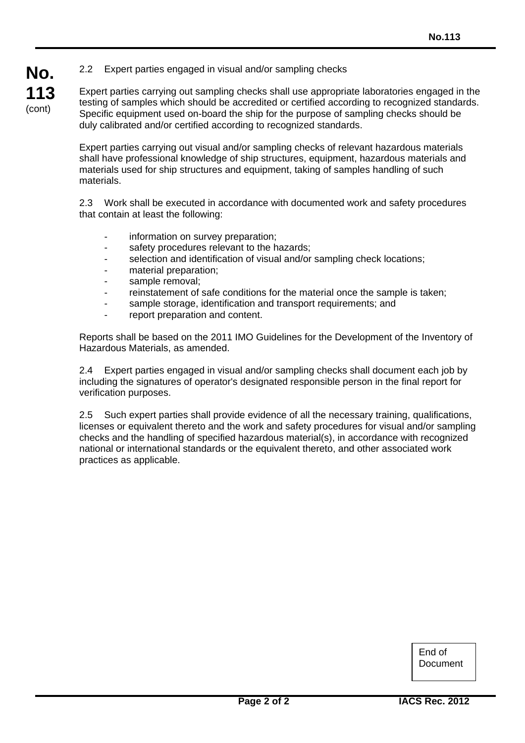2.2 Expert parties engaged in visual and/or sampling checks

Expert parties carrying out sampling checks shall use appropriate laboratories engaged in the testing of samples which should be accredited or certified according to recognized standards. Specific equipment used on-board the ship for the purpose of sampling checks should be duly calibrated and/or certified according to recognized standards.

Expert parties carrying out visual and/or sampling checks of relevant hazardous materials shall have professional knowledge of ship structures, equipment, hazardous materials and materials used for ship structures and equipment, taking of samples handling of such materials.

2.3 Work shall be executed in accordance with documented work and safety procedures that contain at least the following:

- information on survey preparation;
- safety procedures relevant to the hazards;
- selection and identification of visual and/or sampling check locations;
- material preparation;
- sample removal;
- reinstatement of safe conditions for the material once the sample is taken;
- sample storage, identification and transport requirements; and
- report preparation and content.

Reports shall be based on the 2011 IMO Guidelines for the Development of the Inventory of Hazardous Materials, as amended.

2.4 Expert parties engaged in visual and/or sampling checks shall document each job by including the signatures of operator's designated responsible person in the final report for verification purposes.

2.5 Such expert parties shall provide evidence of all the necessary training, qualifications, licenses or equivalent thereto and the work and safety procedures for visual and/or sampling checks and the handling of specified hazardous material(s), in accordance with recognized national or international standards or the equivalent thereto, and other associated work practices as applicable.

End of Document